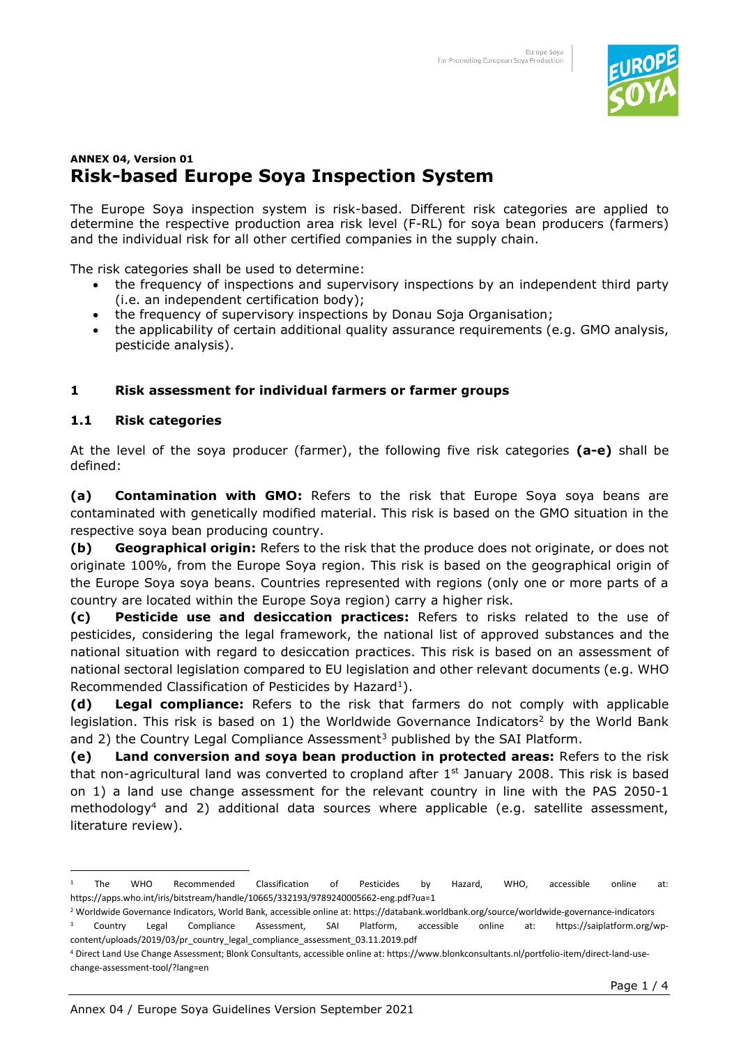**ANNEX 04, Version 01**

# Risk-based Europe Soya Inspection System

The Europe Soya inspection system is risk-based. Different risk categories are applied to determine the respective production area risk level (F-RL) for soya bean producers (farmers) and the individual risk for all other certified companies in the supply chain.

The risk categories shall be used to determine:

- the frequency of inspections and supervisory inspections by an independent third party (i.e. an independent certification body);
- the frequency of supervisory inspections by Donau Soja Organisation;
- the applicability of certain additional quality assurance requirements (e.g. GMO analysis, pesticide analysis).

## 1 Risk assessment for individual farmers or farmer groups

### 1.1 Risk categories

At the level of the soya producer (farmer), the following five risk categories **(a-e)** shall be defined:

**(a) Contamination with GMO:** Refers to the risk that Europe Soya soya beans are contaminated with genetically modified material. This risk is based on the GMO situation in the respective soya bean producing country.

**(b) Geographical origin:** Refers to the risk that the produce does not originate, or does not originate 100%, from the Europe Soya region. This risk is based on the geographical origin of the Europe Soya soya beans. Countries represented with regions (only one or more parts of a country are located within the Europe Soya region) carry a higher risk.

**(c) Pesticide use and desiccation practices:** Refers to risks related to the use of pesticides, considering the legal framework, the national list of approved substances and the national situation with regard to desiccation practices. This risk is based on an assessment of national sectoral legislation compared to EU legislation and other relevant documents (e.g. WHO Recommended Classification of Pesticides by Hazard[1]).

**(d) Legal compliance:** Refers to the risk that farmers do not comply with applicable legislation. This risk is based on 1) the Worldwide Governance Indicators[2] by the World Bank and 2) the Country Legal Compliance Assessment[3] published by the SAI Platform.

**(e) Land conversion and soya bean production in protected areas:** Refers to the risk that non-agricultural land was converted to cropland after 1st January 2008. This risk is based on 1) a land use change assessment for the relevant country in line with the PAS 2050-1 methodology[4] and 2) additional data sources where applicable (e.g. satellite assessment, literature review).

---

[1] The WHO Recommended Classification of Pesticides by Hazard, WHO, accessible online at: https://apps.who.int/iris/bitstream/handle/10665/332193/9789240005662-eng.pdf?ua=1

[2] Worldwide Governance Indicators, World Bank, accessible online at: https://databank.worldbank.org/source/worldwide-governance-indicators

[3] Country Legal Compliance Assessment, SAI Platform, accessible online at: https://saiplatform.org/wp-content/uploads/2019/03/pr_country_legal_compliance_assessment_03.11.2019.pdf

[4] Direct Land Use Change Assessment; Blonk Consultants, accessible online at: https://www.blonkconsultants.nl/portfolio-item/direct-land-use-change-assessment-tool/?lang=en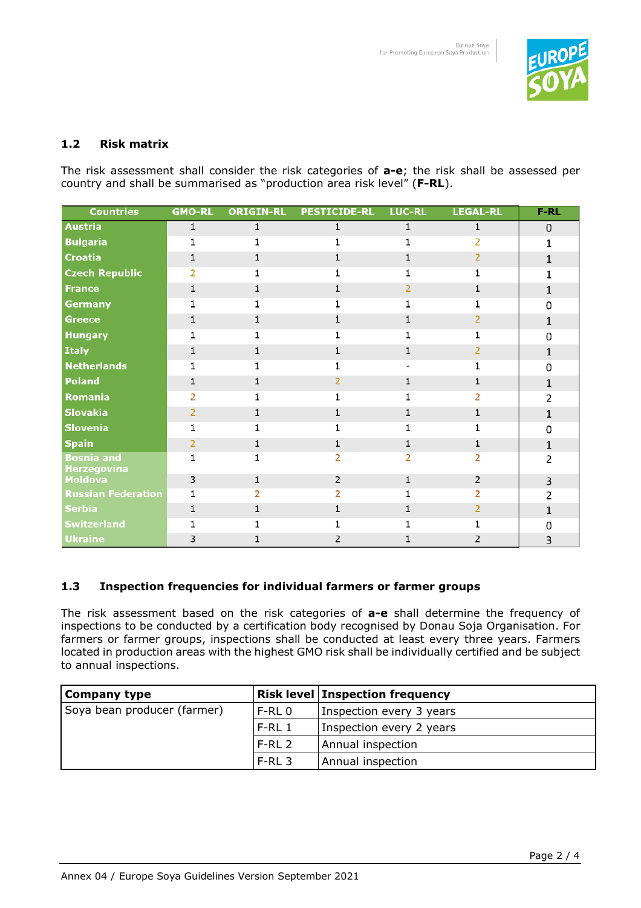## 1.2 Risk matrix

The risk assessment shall consider the risk categories of **a-e**; the risk shall be assessed per country and shall be summarised as "production area risk level" (**F-RL**).

| Countries | GMO-RL | ORIGIN-RL | PESTICIDE-RL | LUC-RL | LEGAL-RL | F-RL |
|---|---|---|---|---|---|---|
| Austria | 1 | 1 | 1 | 1 | 1 | 0 |
| Bulgaria | 1 | 1 | 1 | 1 | 2 | 1 |
| Croatia | 1 | 1 | 1 | 1 | 2 | 1 |
| Czech Republic | 2 | 1 | 1 | 1 | 1 | 1 |
| France | 1 | 1 | 1 | 2 | 1 | 1 |
| Germany | 1 | 1 | 1 | 1 | 1 | 0 |
| Greece | 1 | 1 | 1 | 1 | 2 | 1 |
| Hungary | 1 | 1 | 1 | 1 | 1 | 0 |
| Italy | 1 | 1 | 1 | 1 | 2 | 1 |
| Netherlands | 1 | 1 | 1 | - | 1 | 0 |
| Poland | 1 | 1 | 2 | 1 | 1 | 1 |
| Romania | 2 | 1 | 1 | 1 | 2 | 2 |
| Slovakia | 2 | 1 | 1 | 1 | 1 | 1 |
| Slovenia | 1 | 1 | 1 | 1 | 1 | 0 |
| Spain | 2 | 1 | 1 | 1 | 1 | 1 |
| Bosnia and Herzegovina | 1 | 1 | 2 | 2 | 2 | 2 |
| Moldova | 3 | 1 | 2 | 1 | 2 | 3 |
| Russian Federation | 1 | 2 | 2 | 1 | 2 | 2 |
| Serbia | 1 | 1 | 1 | 1 | 2 | 1 |
| Switzerland | 1 | 1 | 1 | 1 | 1 | 0 |
| Ukraine | 3 | 1 | 2 | 1 | 2 | 3 |

## 1.3 Inspection frequencies for individual farmers or farmer groups

The risk assessment based on the risk categories of **a-e** shall determine the frequency of inspections to be conducted by a certification body recognised by Donau Soja Organisation. For farmers or farmer groups, inspections shall be conducted at least every three years. Farmers located in production areas with the highest GMO risk shall be individually certified and be subject to annual inspections.

| Company type | Risk level | Inspection frequency |
|---|---|---|
| Soya bean producer (farmer) | F-RL 0 | Inspection every 3 years |
| | F-RL 1 | Inspection every 2 years |
| | F-RL 2 | Annual inspection |
| | F-RL 3 | Annual inspection |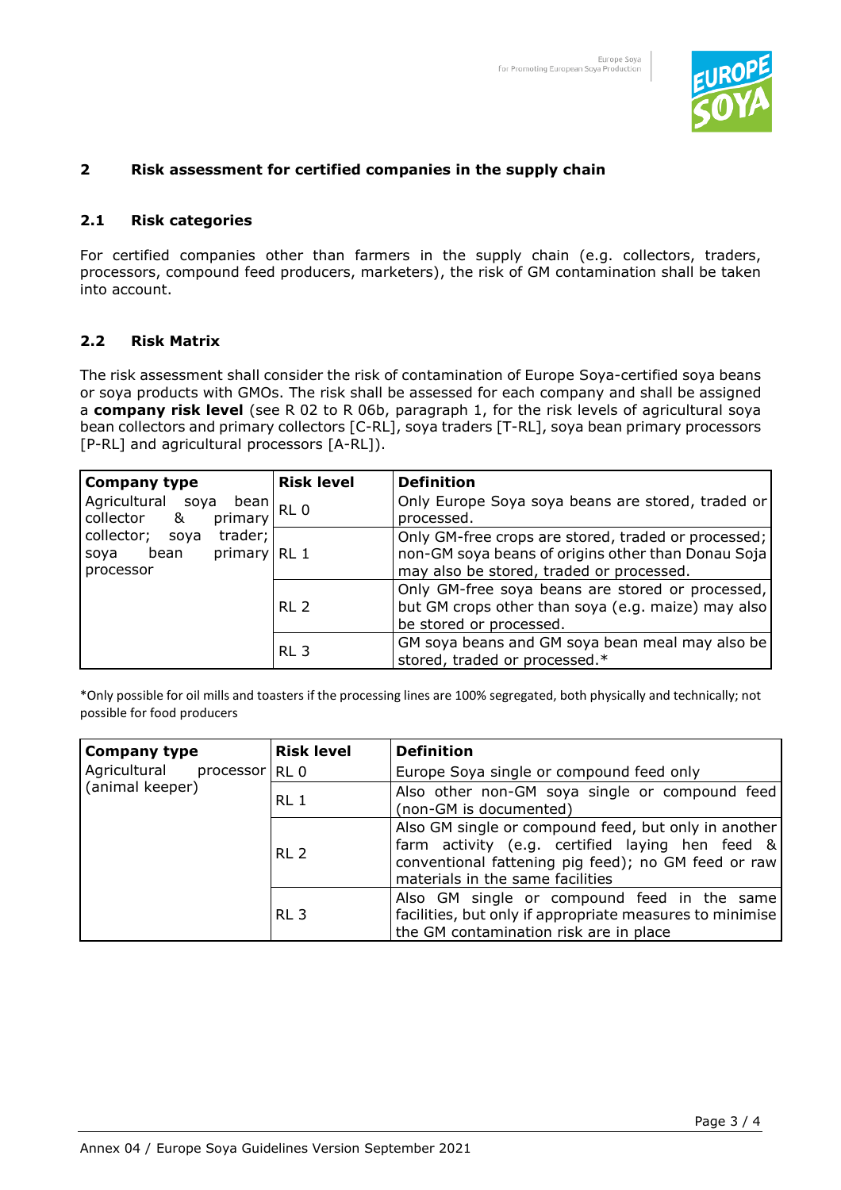## 2 Risk assessment for certified companies in the supply chain

### 2.1 Risk categories

For certified companies other than farmers in the supply chain (e.g. collectors, traders, processors, compound feed producers, marketers), the risk of GM contamination shall be taken into account.

### 2.2 Risk Matrix

The risk assessment shall consider the risk of contamination of Europe Soya-certified soya beans or soya products with GMOs. The risk shall be assessed for each company and shall be assigned a **company risk level** (see R 02 to R 06b, paragraph 1, for the risk levels of agricultural soya bean collectors and primary collectors [C-RL], soya traders [T-RL], soya bean primary processors [P-RL] and agricultural processors [A-RL]).

| Company type | Risk level | Definition |
|---|---|---|
| Agricultural soya bean collector & primary collector; soya trader; soya bean primary processor | RL 0 | Only Europe Soya soya beans are stored, traded or processed. |
| | RL 1 | Only GM-free crops are stored, traded or processed; non-GM soya beans of origins other than Donau Soja may also be stored, traded or processed. |
| | RL 2 | Only GM-free soya beans are stored or processed, but GM crops other than soya (e.g. maize) may also be stored or processed. |
| | RL 3 | GM soya beans and GM soya bean meal may also be stored, traded or processed.* |

*Only possible for oil mills and toasters if the processing lines are 100% segregated, both physically and technically; not possible for food producers

| Company type | Risk level | Definition |
|---|---|---|
| Agricultural processor (animal keeper) | RL 0 | Europe Soya single or compound feed only |
| | RL 1 | Also other non-GM soya single or compound feed (non-GM is documented) |
| | RL 2 | Also GM single or compound feed, but only in another farm activity (e.g. certified laying hen feed & conventional fattening pig feed); no GM feed or raw materials in the same facilities |
| | RL 3 | Also GM single or compound feed in the same facilities, but only if appropriate measures to minimise the GM contamination risk are in place |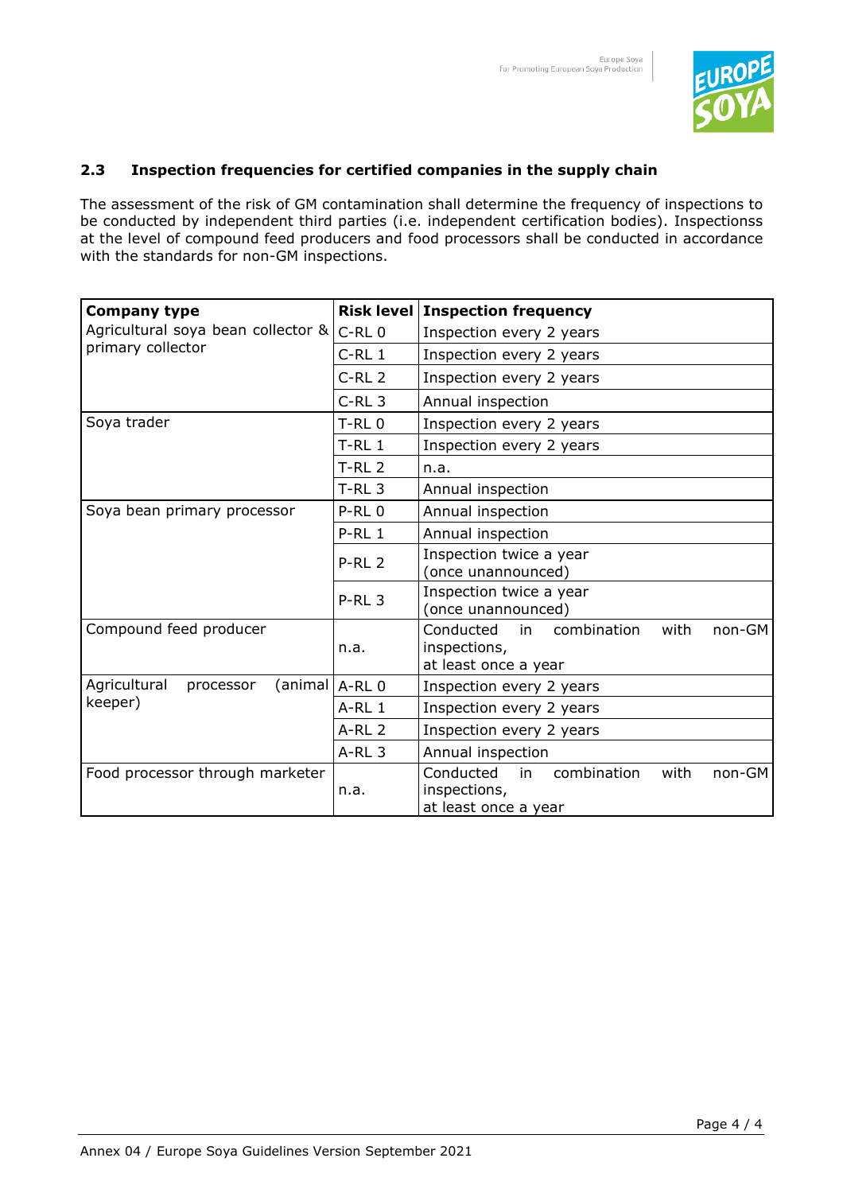### 2.3 Inspection frequencies for certified companies in the supply chain

The assessment of the risk of GM contamination shall determine the frequency of inspections to be conducted by independent third parties (i.e. independent certification bodies). Inspectionss at the level of compound feed producers and food processors shall be conducted in accordance with the standards for non-GM inspections.

| **Company type** | **Risk level** | **Inspection frequency** |
|---|---|---|
| Agricultural soya bean collector & primary collector | C-RL 0 | Inspection every 2 years |
| | C-RL 1 | Inspection every 2 years |
| | C-RL 2 | Inspection every 2 years |
| | C-RL 3 | Annual inspection |
| Soya trader | T-RL 0 | Inspection every 2 years |
| | T-RL 1 | Inspection every 2 years |
| | T-RL 2 | n.a. |
| | T-RL 3 | Annual inspection |
| Soya bean primary processor | P-RL 0 | Annual inspection |
| | P-RL 1 | Annual inspection |
| | P-RL 2 | Inspection twice a year (once unannounced) |
| | P-RL 3 | Inspection twice a year (once unannounced) |
| Compound feed producer | n.a. | Conducted in combination with non-GM inspections, at least once a year |
| Agricultural processor (animal keeper) | A-RL 0 | Inspection every 2 years |
| | A-RL 1 | Inspection every 2 years |
| | A-RL 2 | Inspection every 2 years |
| | A-RL 3 | Annual inspection |
| Food processor through marketer | n.a. | Conducted in combination with non-GM inspections, at least once a year |